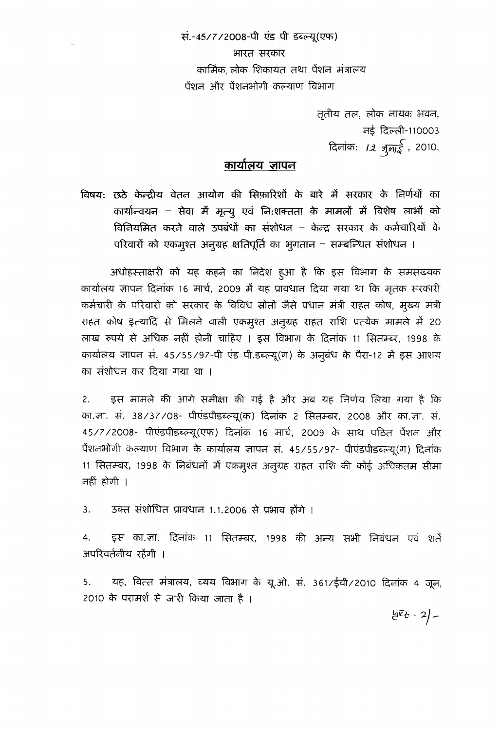सं.-45/7/2008-पी एंड पी डब्ल्यू(एफ)

भारत सरकार

कार्मिक, लोक शिकायत तथा पेंशन मंत्रालय

पेंशन और पेंशनभोगी कल्याण विभाग

तृतीय तल, लोक नायक भवन,

नई दिल्ली-110003

दिनांक: 12 जुलाई, 2010.

## कार्यालय ज्ञापन

विषय: छठे केन्द्रीय वेतन आयोग की सिफ़ारिशों के बारे में सरकार के निर्णयों का कार्यान्वयन – सेवा में मृत्यु एवं नि:शक्तता के मामलों में विशेष लाभों को विनियमित करने वाले उपबंधों का संशोधन – केन्द्र सरकार के कर्मचारियों के परिवारों को एकमुश्त अनुग्रह क्षतिपूर्ति का भुगतान – सम्बन्धित संशोधन ।

अधोहस्ताक्षरी को यह कहने का निदेश हुआ है कि इस विभाग के समसंख्यक कार्यालय ज्ञापन दिनांक 16 मार्च, 2009 में यह प्रावधान दिया गया था कि मृतक सरकारी कर्मचारी के परिवारों को सरकार के विविध स्रोतों जैसे प्रधान मंत्री राहत कोष, मुख्य मंत्री राहत कोष इत्यादि से मिलने वाली एकमुश्त अनुग्रह राहत राशि प्रत्येक मामले में 20 लाख रुपये से अधिक नहीं होनी चाहिए । इस विभाग के दिनांक 11 सितम्बर, 1998 के कार्यालय ज्ञापन सं. 45/55/97-पी एंड पी.डब्ल्यू(ग) के अनुबंध के पैरा-12 में इस आशय का संशोधन कर दिया गया था ।

2. इस मामले की आगे समीक्षा की गई है और अब यह निर्णय लिया गया है कि का.ज्ञा. सं. 38/37/08- पीएंडपीडब्ल्यू(क) दिनांक 2 सितम्बर, 2008 और का.ज्ञा. सं. 45/7/2008- पीएंडपीडब्ल्यू(एफ) दिनांक 16 मार्च, 2009 के साथ पठित पेंशन और पेंशनभोगी कल्याण विभाग के कार्यालय ज्ञापन सं. 45/55/97- पीएंडपीडब्ल्यू(ग) दिनांक 11 सितम्बर, 1998 के निबंधनों में एकमुश्त अनुग्रह राहत राशि की कोई अधिकतम सीमा नहीं होगी ।

3. उक्त संशोधित प्रावधान 1.1.2006 से प्रभाव होंगे ।

4. इस का.ज्ञा. दिनांक 11 सितम्बर, 1998 की अन्य सभी निबंधन एवं शर्तें अपरिवर्तनीय रहेंगी ।

5. यह, वित्त मंत्रालय, व्यय विभाग के यू.ओ. सं. 361/ईवी/2010 दिनांक 4 जून, 2010 के परामर्श से जारी किया जाता है ।

पृष्ठ · 2/-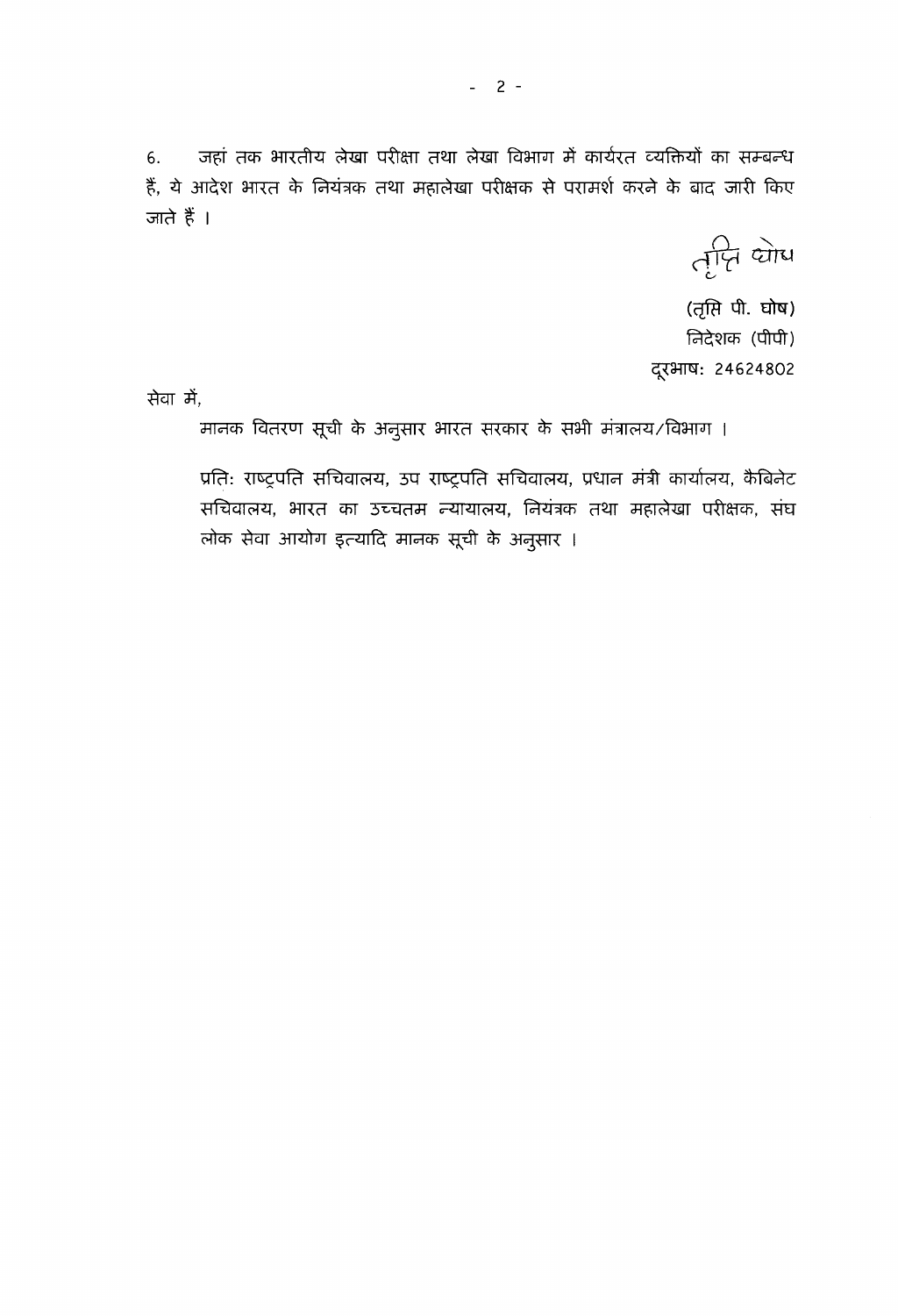6. जहां तक भारतीय लेखा परीक्षा तथा लेखा विभाग में कार्यरत व्यक्तियों का सम्बन्ध हैं, ये आदेश भारत के नियंत्रक तथा महालेखा परीक्षक से परामर्श करने के बाद जारी किए जाते हैं ।

तृप्ति घोष

(तृप्ति पी. घोष)
निदेशक (पीपी)
दूरभाष: 24624802

सेवा में,

मानक वितरण सूची के अनुसार भारत सरकार के सभी मंत्रालय/विभाग ।

प्रतिः राष्ट्रपति सचिवालय, उप राष्ट्रपति सचिवालय, प्रधान मंत्री कार्यालय, कैबिनेट सचिवालय, भारत का उच्चतम न्यायालय, नियंत्रक तथा महालेखा परीक्षक, संघ लोक सेवा आयोग इत्यादि मानक सूची के अनुसार ।